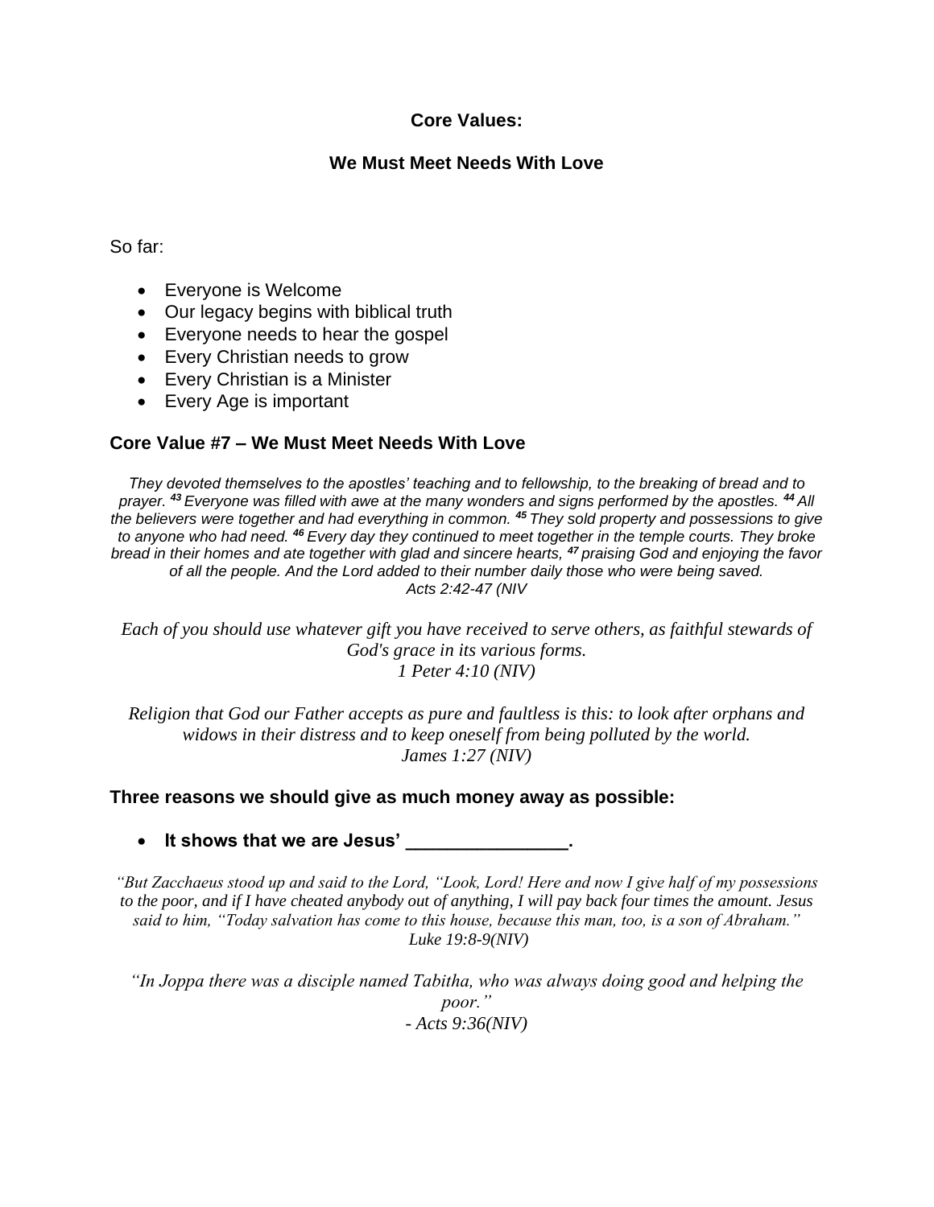**Core Values:**

**We Must Meet Needs With Love**

So far:

- Everyone is Welcome
- Our legacy begins with biblical truth
- Everyone needs to hear the gospel
- Every Christian needs to grow
- Every Christian is a Minister
- Every Age is important

### Core Value #7 – We Must Meet Needs With Love

*They devoted themselves to the apostles' teaching and to fellowship, to the breaking of bread and to prayer. [43] Everyone was filled with awe at the many wonders and signs performed by the apostles. [44] All the believers were together and had everything in common. [45] They sold property and possessions to give to anyone who had need. [46] Every day they continued to meet together in the temple courts. They broke bread in their homes and ate together with glad and sincere hearts, [47] praising God and enjoying the favor of all the people. And the Lord added to their number daily those who were being saved.*
*Acts 2:42-47 (NIV*

*Each of you should use whatever gift you have received to serve others, as faithful stewards of God's grace in its various forms.*
*1 Peter 4:10 (NIV)*

*Religion that God our Father accepts as pure and faultless is this: to look after orphans and widows in their distress and to keep oneself from being polluted by the world.*
*James 1:27 (NIV)*

### Three reasons we should give as much money away as possible:

- **It shows that we are Jesus' ________________.**

*"But Zacchaeus stood up and said to the Lord, "Look, Lord! Here and now I give half of my possessions to the poor, and if I have cheated anybody out of anything, I will pay back four times the amount. Jesus said to him, "Today salvation has come to this house, because this man, too, is a son of Abraham."*
*Luke 19:8-9(NIV)*

*"In Joppa there was a disciple named Tabitha, who was always doing good and helping the poor."*
*- Acts 9:36(NIV)*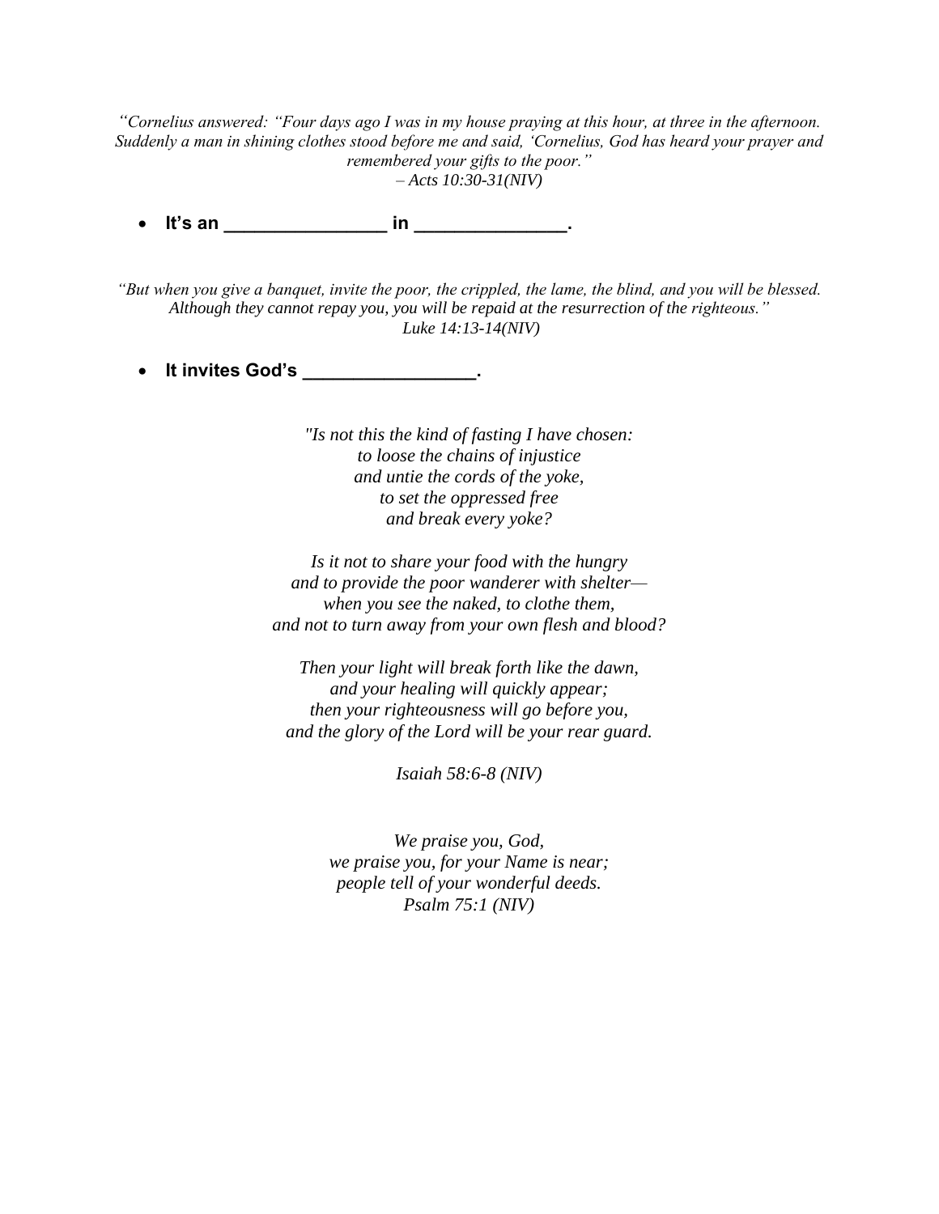*"Cornelius answered: "Four days ago I was in my house praying at this hour, at three in the afternoon. Suddenly a man in shining clothes stood before me and said, 'Cornelius, God has heard your prayer and remembered your gifts to the poor."*
*– Acts 10:30-31(NIV)*

- **It's an ________________ in _______________.**

*"But when you give a banquet, invite the poor, the crippled, the lame, the blind, and you will be blessed. Although they cannot repay you, you will be repaid at the resurrection of the righteous."*
*Luke 14:13-14(NIV)*

- **It invites God's _________________.**

*"Is not this the kind of fasting I have chosen:*
*to loose the chains of injustice*
*and untie the cords of the yoke,*
*to set the oppressed free*
*and break every yoke?*

*Is it not to share your food with the hungry*
*and to provide the poor wanderer with shelter—*
*when you see the naked, to clothe them,*
*and not to turn away from your own flesh and blood?*

*Then your light will break forth like the dawn,*
*and your healing will quickly appear;*
*then your righteousness will go before you,*
*and the glory of the Lord will be your rear guard.*

*Isaiah 58:6-8 (NIV)*

*We praise you, God,*
*we praise you, for your Name is near;*
*people tell of your wonderful deeds.*
*Psalm 75:1 (NIV)*